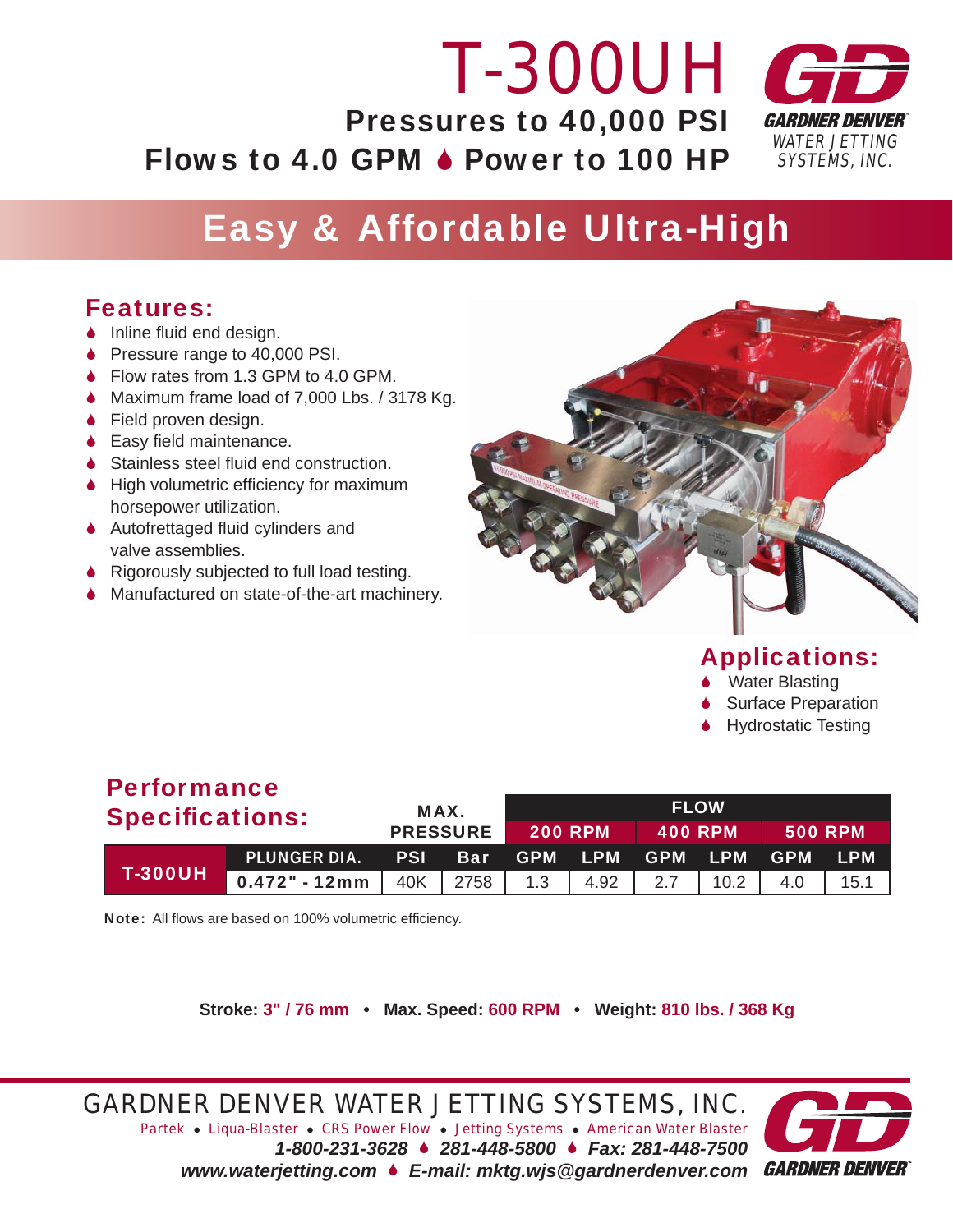# T-300UH

**Pressures to 40,000 PSI**

**Flows to 4.0 GPM ♦ Power to 100 HP**

GARDNER DENVER
WATER JETTING SYSTEMS, INC.

## Easy & Affordable Ultra-High

### Features:

- Inline fluid end design.
- Pressure range to 40,000 PSI.
- Flow rates from 1.3 GPM to 4.0 GPM.
- Maximum frame load of 7,000 Lbs. / 3178 Kg.
- Field proven design.
- Easy field maintenance.
- Stainless steel fluid end construction.
- High volumetric efficiency for maximum horsepower utilization.
- Autofrettaged fluid cylinders and valve assemblies.
- Rigorously subjected to full load testing.
- Manufactured on state-of-the-art machinery.

### Applications:

- Water Blasting
- Surface Preparation
- Hydrostatic Testing

### Performance Specifications:

| | | MAX. PRESSURE | | FLOW | | | | | |
|---|---|---|---|---|---|---|---|---|---|
| | | | | 200 RPM | | 400 RPM | | 500 RPM | |
| | PLUNGER DIA. | PSI | Bar | GPM | LPM | GPM | LPM | GPM | LPM |
| T-300UH | 0.472" - 12mm | 40K | 2758 | 1.3 | 4.92 | 2.7 | 10.2 | 4.0 | 15.1 |

**Note:** All flows are based on 100% volumetric efficiency.

**Stroke: 3" / 76 mm • Max. Speed: 600 RPM • Weight: 810 lbs. / 368 Kg**

GARDNER DENVER WATER JETTING SYSTEMS, INC.

Partek • Liqua-Blaster • CRS Power Flow • Jetting Systems • American Water Blaster

***1-800-231-3628 ♦ 281-448-5800 ♦ Fax: 281-448-7500***

***www.waterjetting.com ♦ E-mail: mktg.wjs@gardnerdenver.com***

GARDNER DENVER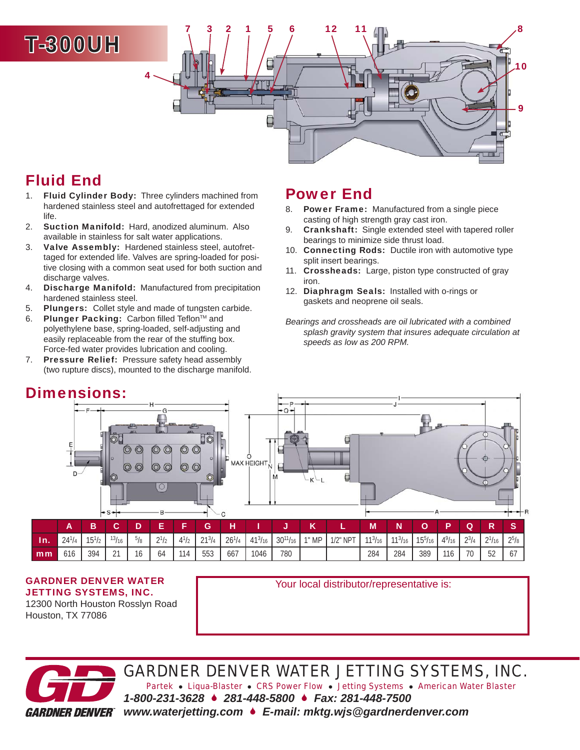# T-300UH

## Fluid End

1. **Fluid Cylinder Body:** Three cylinders machined from hardened stainless steel and autofrettaged for extended life.
2. **Suction Manifold:** Hard, anodized aluminum. Also available in stainless for salt water applications.
3. **Valve Assembly:** Hardened stainless steel, autofrettaged for extended life. Valves are spring-loaded for positive closing with a common seat used for both suction and discharge valves.
4. **Discharge Manifold:** Manufactured from precipitation hardened stainless steel.
5. **Plungers:** Collet style and made of tungsten carbide.
6. **Plunger Packing:** Carbon filled Teflon™ and polyethylene base, spring-loaded, self-adjusting and easily replaceable from the rear of the stuffing box. Force-fed water provides lubrication and cooling.
7. **Pressure Relief:** Pressure safety head assembly (two rupture discs), mounted to the discharge manifold.

## Power End

8. **Power Frame:** Manufactured from a single piece casting of high strength gray cast iron.
9. **Crankshaft:** Single extended steel with tapered roller bearings to minimize side thrust load.
10. **Connecting Rods:** Ductile iron with automotive type split insert bearings.
11. **Crossheads:** Large, piston type constructed of gray iron.
12. **Diaphragm Seals:** Installed with o-rings or gaskets and neoprene oil seals.

*Bearings and crossheads are oil lubricated with a combined splash gravity system that insures adequate circulation at speeds as low as 200 RPM.*

## Dimensions:

MAX HEIGHT

| | A | B | C | D | E | F | G | H | I | J | K | L | M | N | O | P | Q | R | S |
|---|---|---|---|---|---|---|---|---|---|---|---|---|---|---|---|---|---|---|---|
| In. | 24 1/4 | 15 1/2 | 13/16 | 5/8 | 2 1/2 | 4 1/2 | 21 3/4 | 26 1/4 | 41 3/16 | 30 11/16 | 1" MP | 1/2" NPT | 11 3/16 | 11 3/16 | 15 5/16 | 4 9/16 | 2 3/4 | 2 1/16 | 2 5/8 |
| mm | 616 | 394 | 21 | 16 | 64 | 114 | 553 | 667 | 1046 | 780 | | | 284 | 284 | 389 | 116 | 70 | 52 | 67 |

**GARDNER DENVER WATER JETTING SYSTEMS, INC.**
12300 North Houston Rosslyn Road
Houston, TX 77086

Your local distributor/representative is:

GARDNER DENVER

GARDNER DENVER WATER JETTING SYSTEMS, INC.

Partek • Liqua-Blaster • CRS Power Flow • Jetting Systems • American Water Blaster

***1-800-231-3628 ♦ 281-448-5800 ♦ Fax: 281-448-7500***

***www.waterjetting.com ♦ E-mail: mktg.wjs@gardnerdenver.com***